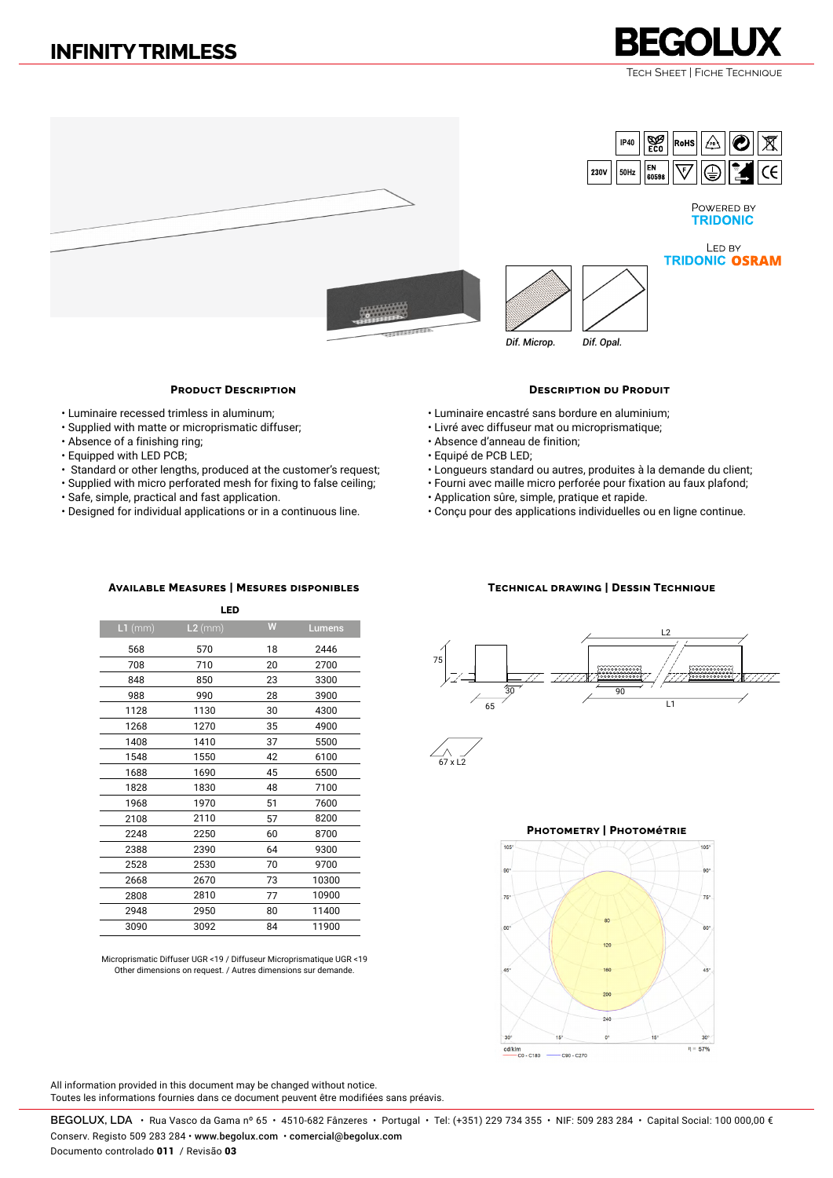# INFINITY TRIMLESS

**BEGOLUX**

Tech Sheet | Fiche Technique

IP40 · ECO · RoHS · 230V · 50Hz · EN 60598 · CE

Powered by **TRIDONIC**

Led by **TRIDONIC OSRAM**

*Dif. Microp.* *Dif. Opal.*

### Product Description

- Luminaire recessed trimless in aluminum;
- Supplied with matte or microprismatic diffuser;
- Absence of a finishing ring;
- Equipped with LED PCB;
- Standard or other lengths, produced at the customer's request;
- Supplied with micro perforated mesh for fixing to false ceiling;
- Safe, simple, practical and fast application.
- Designed for individual applications or in a continuous line.

### Description du Produit

- Luminaire encastré sans bordure en aluminium;
- Livré avec diffuseur mat ou microprismatique;
- Absence d'anneau de finition;
- Equipé de PCB LED;
- Longueurs standard ou autres, produites à la demande du client;
- Fourni avec maille micro perforée pour fixation au faux plafond;
- Application sûre, simple, pratique et rapide.
- Conçu pour des applications individuelles ou en ligne continue.

### Available Measures | Mesures disponibles

**LED**

| L1 (mm) | L2 (mm) | W | Lumens |
|---|---|---|---|
| 568 | 570 | 18 | 2446 |
| 708 | 710 | 20 | 2700 |
| 848 | 850 | 23 | 3300 |
| 988 | 990 | 28 | 3900 |
| 1128 | 1130 | 30 | 4300 |
| 1268 | 1270 | 35 | 4900 |
| 1408 | 1410 | 37 | 5500 |
| 1548 | 1550 | 42 | 6100 |
| 1688 | 1690 | 45 | 6500 |
| 1828 | 1830 | 48 | 7100 |
| 1968 | 1970 | 51 | 7600 |
| 2108 | 2110 | 57 | 8200 |
| 2248 | 2250 | 60 | 8700 |
| 2388 | 2390 | 64 | 9300 |
| 2528 | 2530 | 70 | 9700 |
| 2668 | 2670 | 73 | 10300 |
| 2808 | 2810 | 77 | 10900 |
| 2948 | 2950 | 80 | 11400 |
| 3090 | 3092 | 84 | 11900 |

Microprismatic Diffuser UGR <19 / Diffuseur Microprismatique UGR <19
Other dimensions on request. / Autres dimensions sur demande.

### Technical drawing | Dessin Technique

75 · 30 · 65 · L2 · 90 · L1 · 67 x L2

### Photometry | Photométrie

cd/klm · C0 - C180 · C90 - C270 · η = 57%

All information provided in this document may be changed without notice.
Toutes les informations fournies dans ce document peuvent être modifiées sans préavis.

BEGOLUX, LDA • Rua Vasco da Gama nº 65 • 4510-682 Fânzeres • Portugal • Tel: (+351) 229 734 355 • NIF: 509 283 284 • Capital Social: 100 000,00 €
Conserv. Registo 509 283 284 • www.begolux.com • comercial@begolux.com
Documento controlado **011** / Revisão **03**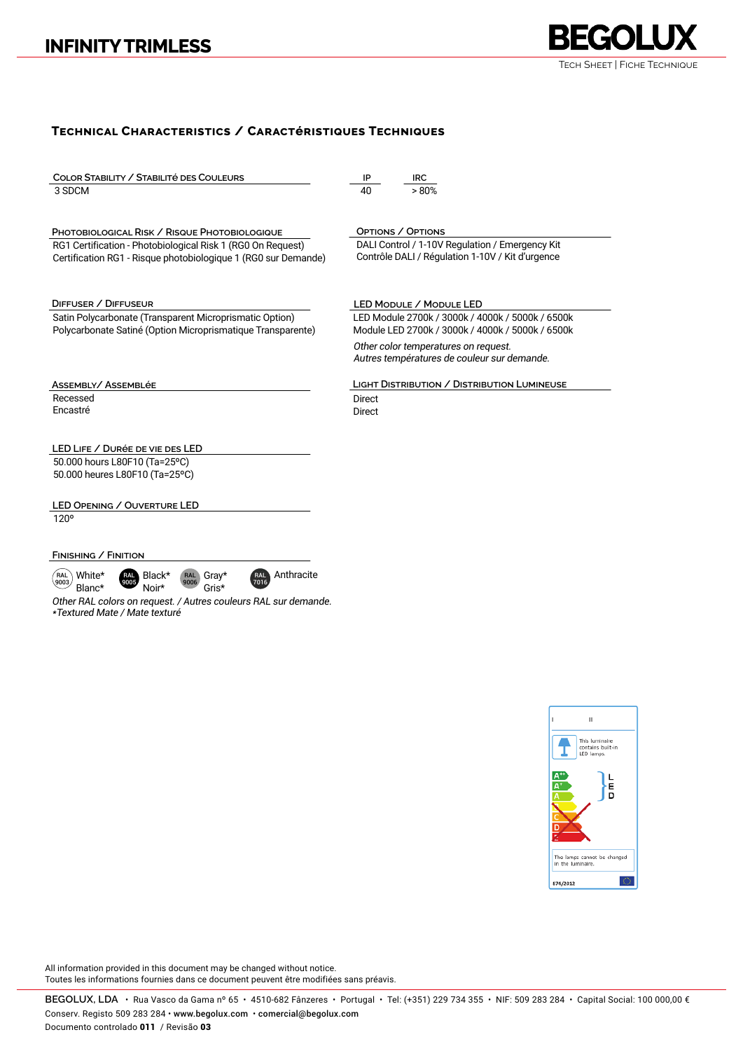# Technical Characteristics / Caractéristiques Techniques

**Color Stability / Stabilité des Couleurs**
3 SDCM

**IP**
40

**IRC**
> 80%

**Photobiological Risk / Risque Photobiologique**
RG1 Certification - Photobiological Risk 1 (RG0 On Request)
Certification RG1 - Risque photobiologique 1 (RG0 sur Demande)

**Options / Options**
DALI Control / 1-10V Regulation / Emergency Kit
Contrôle DALI / Régulation 1-10V / Kit d'urgence

**Diffuser / Diffuseur**
Satin Polycarbonate (Transparent Microprismatic Option)
Polycarbonate Satiné (Option Microprismatique Transparente)

**LED Module / Module LED**
LED Module 2700k / 3000k / 4000k / 5000k / 6500k
Module LED 2700k / 3000k / 4000k / 5000k / 6500k

*Other color temperatures on request.*
*Autres températures de couleur sur demande.*

**Assembly/ Assemblée**
Recessed
Encastré

**Light Distribution / Distribution Lumineuse**
Direct
Direct

**LED Life / Durée de vie des LED**
50.000 hours L80F10 (Ta=25ºC)
50.000 heures L80F10 (Ta=25ºC)

**LED Opening / Ouverture LED**
120º

**Finishing / Finition**
RAL 9003 White* Blanc* · RAL 9005 Black* Noir* · RAL 9006 Gray* Gris* · RAL 7016 Anthracite

*Other RAL colors on request. / Autres couleurs RAL sur demande.*
**Textured Mate / Mate texturé*

This luminaire contains built-in LED lamps.
A++ A+ A B C D E
LED
The lamps cannot be changed in the luminaire.
874/2012

All information provided in this document may be changed without notice.
Toutes les informations fournies dans ce document peuvent être modifiées sans préavis.

BEGOLUX, LDA • Rua Vasco da Gama nº 65 • 4510-682 Fânzeres • Portugal • Tel: (+351) 229 734 355 • NIF: 509 283 284 • Capital Social: 100 000,00 €
Conserv. Registo 509 283 284 • www.begolux.com • comercial@begolux.com
Documento controlado **011** / Revisão **03**